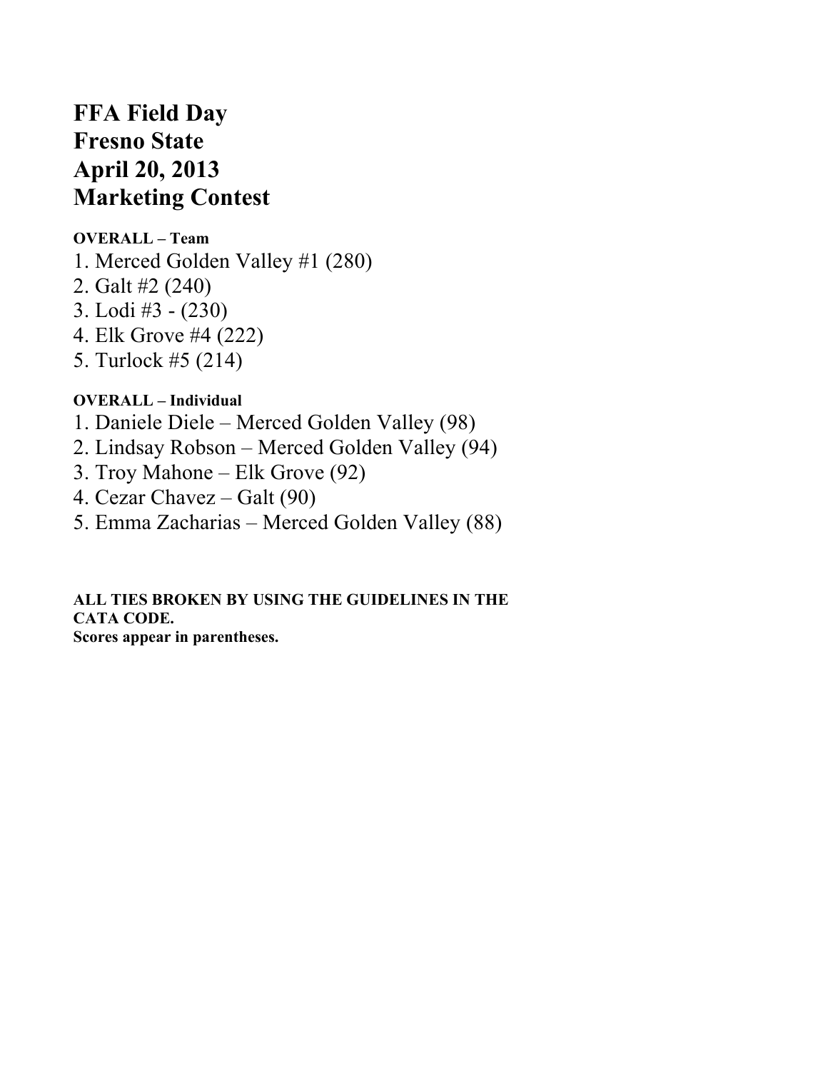# FFA Field Day
# Fresno State
# April 20, 2013
# Marketing Contest

**OVERALL – Team**

1. Merced Golden Valley #1 (280)
2. Galt #2 (240)
3. Lodi #3 - (230)
4. Elk Grove #4 (222)
5. Turlock #5 (214)

**OVERALL – Individual**

1. Daniele Diele – Merced Golden Valley (98)
2. Lindsay Robson – Merced Golden Valley (94)
3. Troy Mahone – Elk Grove (92)
4. Cezar Chavez – Galt (90)
5. Emma Zacharias – Merced Golden Valley (88)

**ALL TIES BROKEN BY USING THE GUIDELINES IN THE CATA CODE.**
**Scores appear in parentheses.**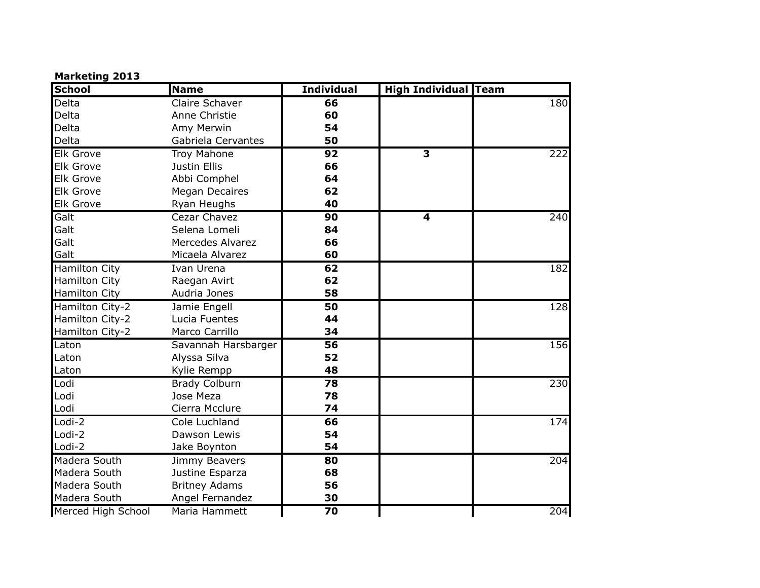**Marketing 2013**

| School | Name | Individual | High Individual | Team |
|---|---|---|---|---|
| Delta | Claire Schaver | **66** | | 180 |
| Delta | Anne Christie | **60** | | |
| Delta | Amy Merwin | **54** | | |
| Delta | Gabriela Cervantes | **50** | | |
| Elk Grove | Troy Mahone | **92** | **3** | 222 |
| Elk Grove | Justin Ellis | **66** | | |
| Elk Grove | Abbi Comphel | **64** | | |
| Elk Grove | Megan Decaires | **62** | | |
| Elk Grove | Ryan Heughs | **40** | | |
| Galt | Cezar Chavez | **90** | **4** | 240 |
| Galt | Selena Lomeli | **84** | | |
| Galt | Mercedes Alvarez | **66** | | |
| Galt | Micaela Alvarez | **60** | | |
| Hamilton City | Ivan Urena | **62** | | 182 |
| Hamilton City | Raegan Avirt | **62** | | |
| Hamilton City | Audria Jones | **58** | | |
| Hamilton City-2 | Jamie Engell | **50** | | 128 |
| Hamilton City-2 | Lucia Fuentes | **44** | | |
| Hamilton City-2 | Marco Carrillo | **34** | | |
| Laton | Savannah Harsbarger | **56** | | 156 |
| Laton | Alyssa Silva | **52** | | |
| Laton | Kylie Rempp | **48** | | |
| Lodi | Brady Colburn | **78** | | 230 |
| Lodi | Jose Meza | **78** | | |
| Lodi | Cierra Mcclure | **74** | | |
| Lodi-2 | Cole Luchland | **66** | | 174 |
| Lodi-2 | Dawson Lewis | **54** | | |
| Lodi-2 | Jake Boynton | **54** | | |
| Madera South | Jimmy Beavers | **80** | | 204 |
| Madera South | Justine Esparza | **68** | | |
| Madera South | Britney Adams | **56** | | |
| Madera South | Angel Fernandez | **30** | | |
| Merced High School | Maria Hammett | **70** | | 204 |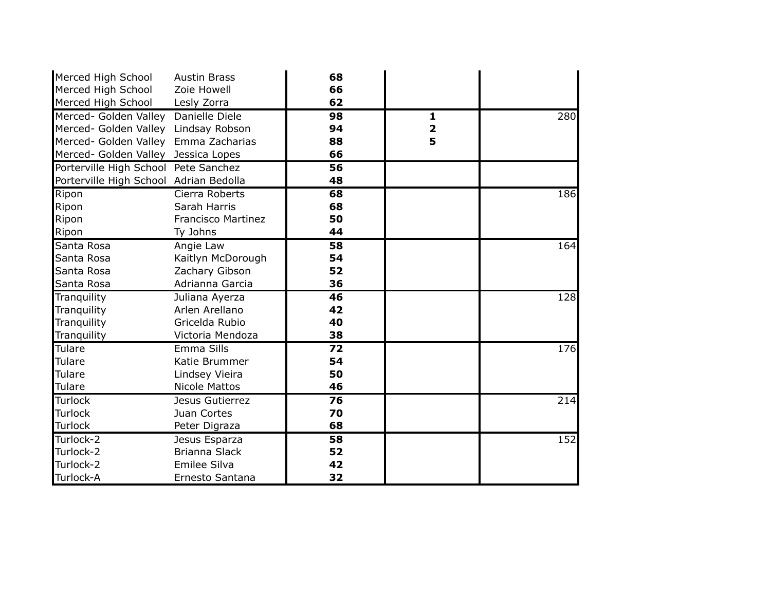| | | | | |
|---|---|---|---|---|
| Merced High School | Austin Brass | **68** | | |
| Merced High School | Zoie Howell | **66** | | |
| Merced High School | Lesly Zorra | **62** | | |
| Merced- Golden Valley | Danielle Diele | **98** | **1** | 280 |
| Merced- Golden Valley | Lindsay Robson | **94** | **2** | |
| Merced- Golden Valley | Emma Zacharias | **88** | **5** | |
| Merced- Golden Valley | Jessica Lopes | **66** | | |
| Porterville High School | Pete Sanchez | **56** | | |
| Porterville High School | Adrian Bedolla | **48** | | |
| Ripon | Cierra Roberts | **68** | | 186 |
| Ripon | Sarah Harris | **68** | | |
| Ripon | Francisco Martinez | **50** | | |
| Ripon | Ty Johns | **44** | | |
| Santa Rosa | Angie Law | **58** | | 164 |
| Santa Rosa | Kaitlyn McDorough | **54** | | |
| Santa Rosa | Zachary Gibson | **52** | | |
| Santa Rosa | Adrianna Garcia | **36** | | |
| Tranquility | Juliana Ayerza | **46** | | 128 |
| Tranquility | Arlen Arellano | **42** | | |
| Tranquility | Gricelda Rubio | **40** | | |
| Tranquility | Victoria Mendoza | **38** | | |
| Tulare | Emma Sills | **72** | | 176 |
| Tulare | Katie Brummer | **54** | | |
| Tulare | Lindsey Vieira | **50** | | |
| Tulare | Nicole Mattos | **46** | | |
| Turlock | Jesus Gutierrez | **76** | | 214 |
| Turlock | Juan Cortes | **70** | | |
| Turlock | Peter Digraza | **68** | | |
| Turlock-2 | Jesus Esparza | **58** | | 152 |
| Turlock-2 | Brianna Slack | **52** | | |
| Turlock-2 | Emilee Silva | **42** | | |
| Turlock-A | Ernesto Santana | **32** | | |